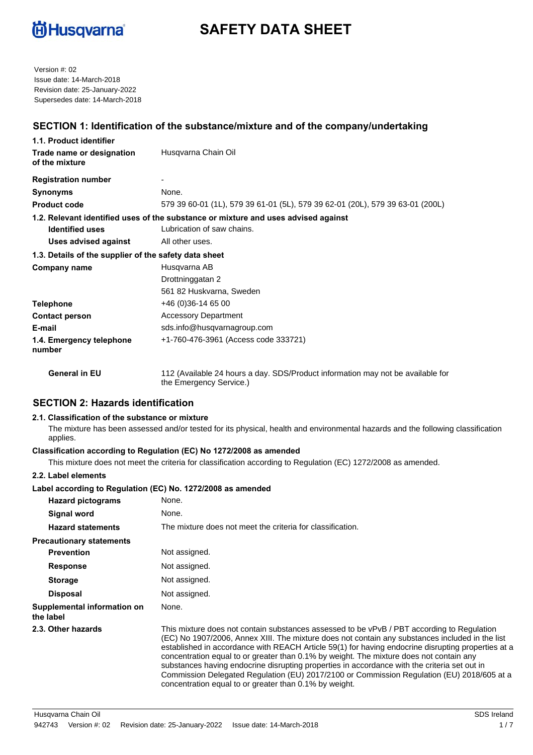# SAFETY DATA SHEET

Version #: 02
Issue date: 14-March-2018
Revision date: 25-January-2022
Supersedes date: 14-March-2018

## SECTION 1: Identification of the substance/mixture and of the company/undertaking

### 1.1. Product identifier

| | |
|---|---|
| **Trade name or designation of the mixture** | Husqvarna Chain Oil |
| **Registration number** | - |
| **Synonyms** | None. |
| **Product code** | 579 39 60-01 (1L), 579 39 61-01 (5L), 579 39 62-01 (20L), 579 39 63-01 (200L) |

### 1.2. Relevant identified uses of the substance or mixture and uses advised against

| | |
|---|---|
| **Identified uses** | Lubrication of saw chains. |
| **Uses advised against** | All other uses. |

### 1.3. Details of the supplier of the safety data sheet

| | |
|---|---|
| **Company name** | Husqvarna AB<br>Drottninggatan 2<br>561 82 Huskvarna, Sweden |
| **Telephone** | +46 (0)36-14 65 00 |
| **Contact person** | Accessory Department |
| **E-mail** | sds.info@husqvarnagroup.com |
| **1.4. Emergency telephone number** | +1-760-476-3961 (Access code 333721) |
| **General in EU** | 112 (Available 24 hours a day. SDS/Product information may not be available for the Emergency Service.) |

## SECTION 2: Hazards identification

### 2.1. Classification of the substance or mixture

The mixture has been assessed and/or tested for its physical, health and environmental hazards and the following classification applies.

**Classification according to Regulation (EC) No 1272/2008 as amended**

This mixture does not meet the criteria for classification according to Regulation (EC) 1272/2008 as amended.

### 2.2. Label elements

**Label according to Regulation (EC) No. 1272/2008 as amended**

| | |
|---|---|
| **Hazard pictograms** | None. |
| **Signal word** | None. |
| **Hazard statements** | The mixture does not meet the criteria for classification. |
| **Precautionary statements** | |
| **Prevention** | Not assigned. |
| **Response** | Not assigned. |
| **Storage** | Not assigned. |
| **Disposal** | Not assigned. |
| **Supplemental information on the label** | None. |
| **2.3. Other hazards** | This mixture does not contain substances assessed to be vPvB / PBT according to Regulation (EC) No 1907/2006, Annex XIII. The mixture does not contain any substances included in the list established in accordance with REACH Article 59(1) for having endocrine disrupting properties at a concentration equal to or greater than 0.1% by weight. The mixture does not contain any substances having endocrine disrupting properties in accordance with the criteria set out in Commission Delegated Regulation (EU) 2017/2100 or Commission Regulation (EU) 2018/605 at a concentration equal to or greater than 0.1% by weight. |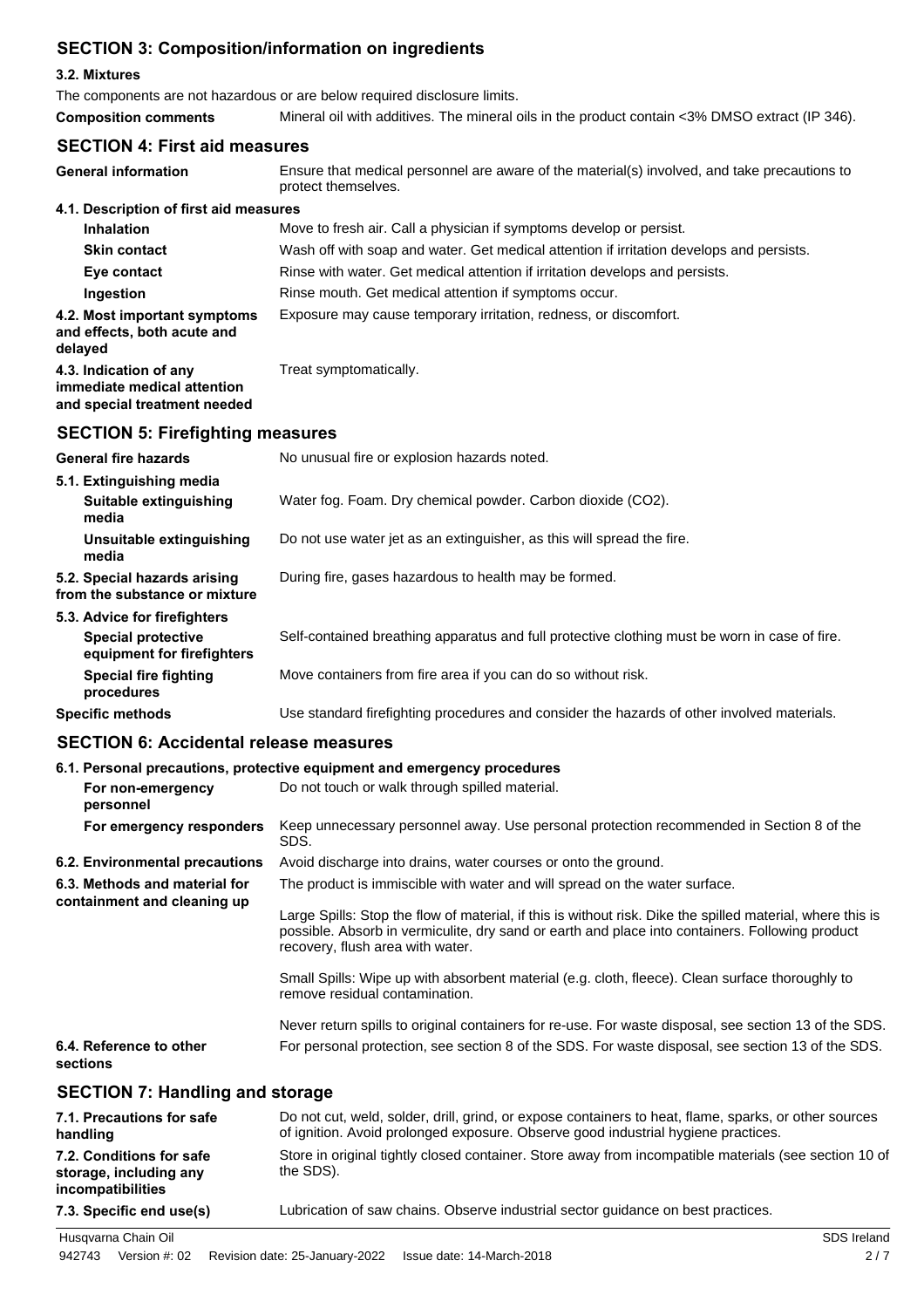## SECTION 3: Composition/information on ingredients

### 3.2. Mixtures

The components are not hazardous or are below required disclosure limits.

**Composition comments** Mineral oil with additives. The mineral oils in the product contain <3% DMSO extract (IP 346).

## SECTION 4: First aid measures

**General information** Ensure that medical personnel are aware of the material(s) involved, and take precautions to protect themselves.

### 4.1. Description of first aid measures

**Inhalation** Move to fresh air. Call a physician if symptoms develop or persist.

**Skin contact** Wash off with soap and water. Get medical attention if irritation develops and persists.

**Eye contact** Rinse with water. Get medical attention if irritation develops and persists.

**Ingestion** Rinse mouth. Get medical attention if symptoms occur.

**4.2. Most important symptoms and effects, both acute and delayed** Exposure may cause temporary irritation, redness, or discomfort.

**4.3. Indication of any immediate medical attention and special treatment needed** Treat symptomatically.

## SECTION 5: Firefighting measures

**General fire hazards** No unusual fire or explosion hazards noted.

### 5.1. Extinguishing media

**Suitable extinguishing media** Water fog. Foam. Dry chemical powder. Carbon dioxide ($CO_2$).

**Unsuitable extinguishing media** Do not use water jet as an extinguisher, as this will spread the fire.

**5.2. Special hazards arising from the substance or mixture** During fire, gases hazardous to health may be formed.

### 5.3. Advice for firefighters

**Special protective equipment for firefighters** Self-contained breathing apparatus and full protective clothing must be worn in case of fire.

**Special fire fighting procedures** Move containers from fire area if you can do so without risk.

**Specific methods** Use standard firefighting procedures and consider the hazards of other involved materials.

## SECTION 6: Accidental release measures

### 6.1. Personal precautions, protective equipment and emergency procedures

**For non-emergency personnel** Do not touch or walk through spilled material.

**For emergency responders** Keep unnecessary personnel away. Use personal protection recommended in Section 8 of the SDS.

**6.2. Environmental precautions** Avoid discharge into drains, water courses or onto the ground.

**6.3. Methods and material for containment and cleaning up** The product is immiscible with water and will spread on the water surface.

Large Spills: Stop the flow of material, if this is without risk. Dike the spilled material, where this is possible. Absorb in vermiculite, dry sand or earth and place into containers. Following product recovery, flush area with water.

Small Spills: Wipe up with absorbent material (e.g. cloth, fleece). Clean surface thoroughly to remove residual contamination.

Never return spills to original containers for re-use. For waste disposal, see section 13 of the SDS.

**6.4. Reference to other sections** For personal protection, see section 8 of the SDS. For waste disposal, see section 13 of the SDS.

## SECTION 7: Handling and storage

**7.1. Precautions for safe handling** Do not cut, weld, solder, drill, grind, or expose containers to heat, flame, sparks, or other sources of ignition. Avoid prolonged exposure. Observe good industrial hygiene practices.

**7.2. Conditions for safe storage, including any incompatibilities** Store in original tightly closed container. Store away from incompatible materials (see section 10 of the SDS).

**7.3. Specific end use(s)** Lubrication of saw chains. Observe industrial sector guidance on best practices.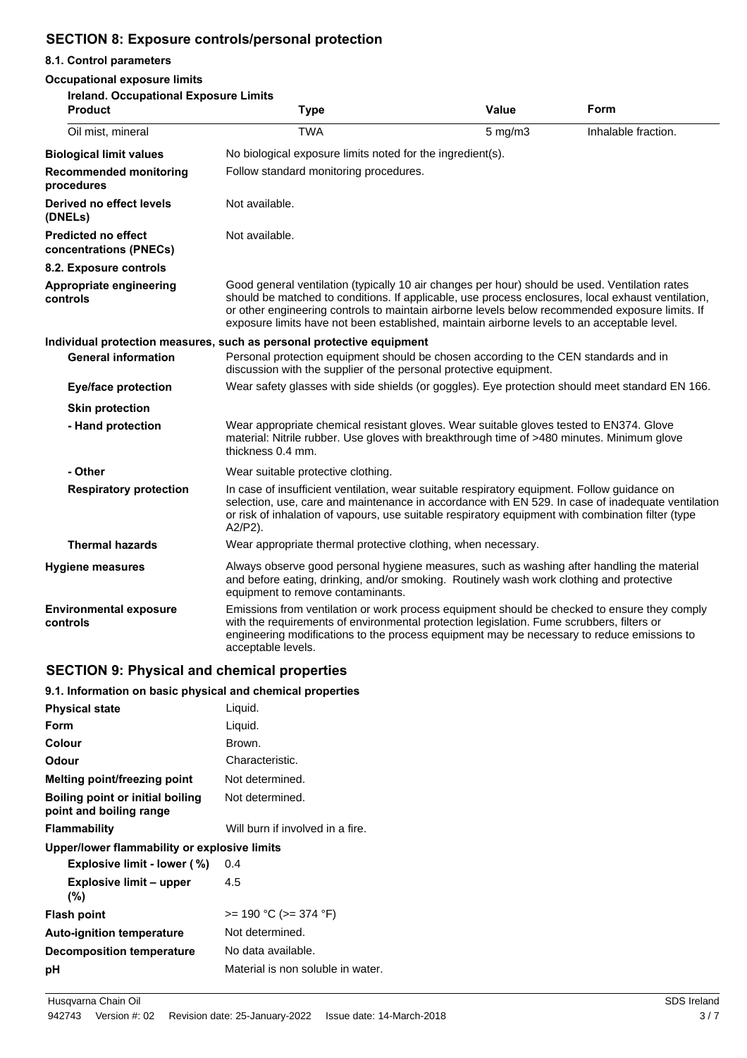## SECTION 8: Exposure controls/personal protection

### 8.1. Control parameters

**Occupational exposure limits**

**Ireland. Occupational Exposure Limits**

| Product | Type | Value | Form |
|---|---|---|---|
| Oil mist, mineral | TWA | 5 mg/m3 | Inhalable fraction. |

**Biological limit values** No biological exposure limits noted for the ingredient(s).

**Recommended monitoring procedures** Follow standard monitoring procedures.

**Derived no effect levels (DNELs)** Not available.

**Predicted no effect concentrations (PNECs)** Not available.

### 8.2. Exposure controls

**Appropriate engineering controls** Good general ventilation (typically 10 air changes per hour) should be used. Ventilation rates should be matched to conditions. If applicable, use process enclosures, local exhaust ventilation, or other engineering controls to maintain airborne levels below recommended exposure limits. If exposure limits have not been established, maintain airborne levels to an acceptable level.

**Individual protection measures, such as personal protective equipment**

**General information** Personal protection equipment should be chosen according to the CEN standards and in discussion with the supplier of the personal protective equipment.

**Eye/face protection** Wear safety glasses with side shields (or goggles). Eye protection should meet standard EN 166.

**Skin protection**

**- Hand protection** Wear appropriate chemical resistant gloves. Wear suitable gloves tested to EN374. Glove material: Nitrile rubber. Use gloves with breakthrough time of >480 minutes. Minimum glove thickness 0.4 mm.

**- Other** Wear suitable protective clothing.

**Respiratory protection** In case of insufficient ventilation, wear suitable respiratory equipment. Follow guidance on selection, use, care and maintenance in accordance with EN 529. In case of inadequate ventilation or risk of inhalation of vapours, use suitable respiratory equipment with combination filter (type A2/P2).

**Thermal hazards** Wear appropriate thermal protective clothing, when necessary.

**Hygiene measures** Always observe good personal hygiene measures, such as washing after handling the material and before eating, drinking, and/or smoking. Routinely wash work clothing and protective equipment to remove contaminants.

**Environmental exposure controls** Emissions from ventilation or work process equipment should be checked to ensure they comply with the requirements of environmental protection legislation. Fume scrubbers, filters or engineering modifications to the process equipment may be necessary to reduce emissions to acceptable levels.

## SECTION 9: Physical and chemical properties

### 9.1. Information on basic physical and chemical properties

**Physical state** Liquid.

**Form** Liquid.

**Colour** Brown.

**Odour** Characteristic.

**Melting point/freezing point** Not determined.

**Boiling point or initial boiling point and boiling range** Not determined.

**Flammability** Will burn if involved in a fire.

**Upper/lower flammability or explosive limits**

**Explosive limit - lower (%)** 0.4

**Explosive limit – upper (%)** 4.5

**Flash point** >= 190 °C (>= 374 °F)

**Auto-ignition temperature** Not determined.

**Decomposition temperature** No data available.

**pH** Material is non soluble in water.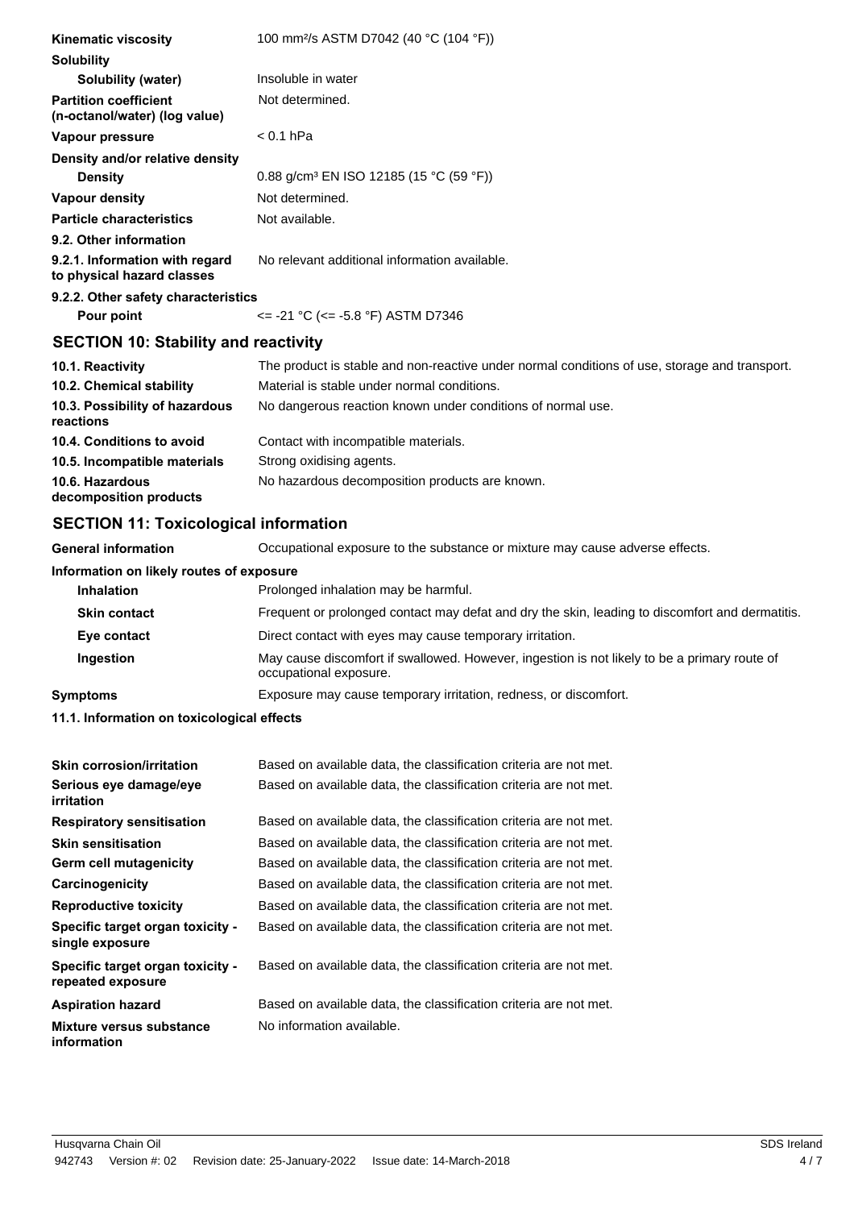| | |
|---|---|
| **Kinematic viscosity** | 100 mm²/s ASTM D7042 (40 °C (104 °F)) |
| **Solubility** | |
| **Solubility (water)** | Insoluble in water |
| **Partition coefficient (n-octanol/water) (log value)** | Not determined. |
| **Vapour pressure** | < 0.1 hPa |
| **Density and/or relative density** | |
| **Density** | 0.88 g/cm³ EN ISO 12185 (15 °C (59 °F)) |
| **Vapour density** | Not determined. |
| **Particle characteristics** | Not available. |
| **9.2. Other information** | |
| **9.2.1. Information with regard to physical hazard classes** | No relevant additional information available. |
| **9.2.2. Other safety characteristics** | |
| **Pour point** | <= -21 °C (<= -5.8 °F) ASTM D7346 |

## SECTION 10: Stability and reactivity

| | |
|---|---|
| **10.1. Reactivity** | The product is stable and non-reactive under normal conditions of use, storage and transport. |
| **10.2. Chemical stability** | Material is stable under normal conditions. |
| **10.3. Possibility of hazardous reactions** | No dangerous reaction known under conditions of normal use. |
| **10.4. Conditions to avoid** | Contact with incompatible materials. |
| **10.5. Incompatible materials** | Strong oxidising agents. |
| **10.6. Hazardous decomposition products** | No hazardous decomposition products are known. |

## SECTION 11: Toxicological information

| | |
|---|---|
| **General information** | Occupational exposure to the substance or mixture may cause adverse effects. |
| **Information on likely routes of exposure** | |
| **Inhalation** | Prolonged inhalation may be harmful. |
| **Skin contact** | Frequent or prolonged contact may defat and dry the skin, leading to discomfort and dermatitis. |
| **Eye contact** | Direct contact with eyes may cause temporary irritation. |
| **Ingestion** | May cause discomfort if swallowed. However, ingestion is not likely to be a primary route of occupational exposure. |
| **Symptoms** | Exposure may cause temporary irritation, redness, or discomfort. |

**11.1. Information on toxicological effects**

| | |
|---|---|
| **Skin corrosion/irritation** | Based on available data, the classification criteria are not met. |
| **Serious eye damage/eye irritation** | Based on available data, the classification criteria are not met. |
| **Respiratory sensitisation** | Based on available data, the classification criteria are not met. |
| **Skin sensitisation** | Based on available data, the classification criteria are not met. |
| **Germ cell mutagenicity** | Based on available data, the classification criteria are not met. |
| **Carcinogenicity** | Based on available data, the classification criteria are not met. |
| **Reproductive toxicity** | Based on available data, the classification criteria are not met. |
| **Specific target organ toxicity - single exposure** | Based on available data, the classification criteria are not met. |
| **Specific target organ toxicity - repeated exposure** | Based on available data, the classification criteria are not met. |
| **Aspiration hazard** | Based on available data, the classification criteria are not met. |
| **Mixture versus substance information** | No information available. |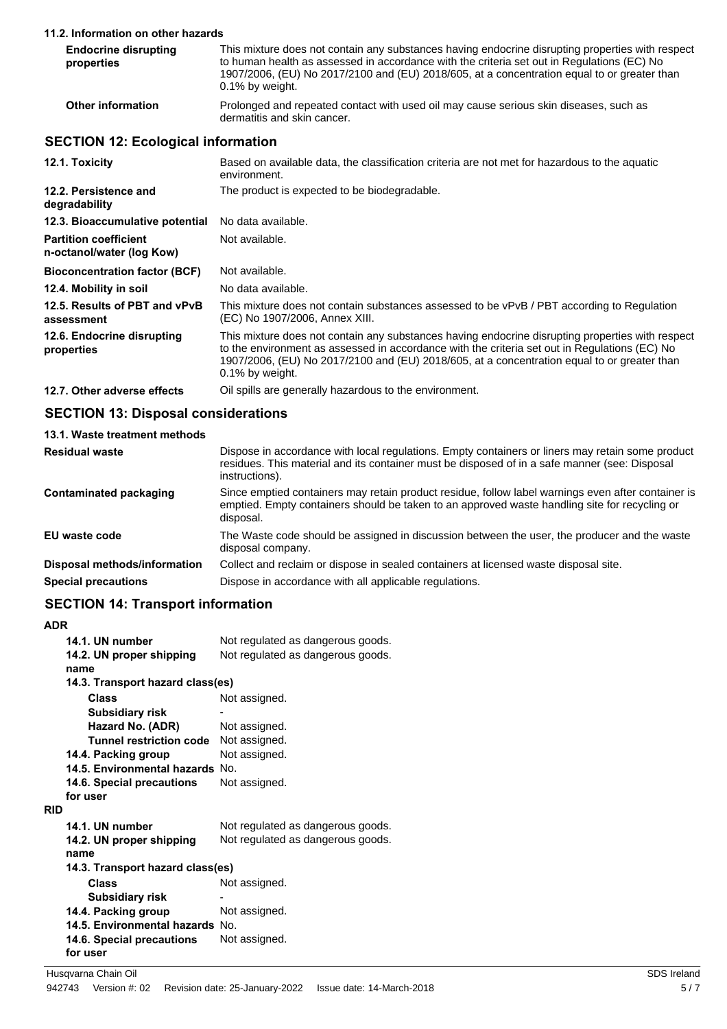### 11.2. Information on other hazards

| | |
|---|---|
| **Endocrine disrupting properties** | This mixture does not contain any substances having endocrine disrupting properties with respect to human health as assessed in accordance with the criteria set out in Regulations (EC) No 1907/2006, (EU) No 2017/2100 and (EU) 2018/605, at a concentration equal to or greater than 0.1% by weight. |
| **Other information** | Prolonged and repeated contact with used oil may cause serious skin diseases, such as dermatitis and skin cancer. |

## SECTION 12: Ecological information

| | |
|---|---|
| **12.1. Toxicity** | Based on available data, the classification criteria are not met for hazardous to the aquatic environment. |
| **12.2. Persistence and degradability** | The product is expected to be biodegradable. |
| **12.3. Bioaccumulative potential** | No data available. |
| **Partition coefficient n-octanol/water (log Kow)** | Not available. |
| **Bioconcentration factor (BCF)** | Not available. |
| **12.4. Mobility in soil** | No data available. |
| **12.5. Results of PBT and vPvB assessment** | This mixture does not contain substances assessed to be vPvB / PBT according to Regulation (EC) No 1907/2006, Annex XIII. |
| **12.6. Endocrine disrupting properties** | This mixture does not contain any substances having endocrine disrupting properties with respect to the environment as assessed in accordance with the criteria set out in Regulations (EC) No 1907/2006, (EU) No 2017/2100 and (EU) 2018/605, at a concentration equal to or greater than 0.1% by weight. |
| **12.7. Other adverse effects** | Oil spills are generally hazardous to the environment. |

## SECTION 13: Disposal considerations

### 13.1. Waste treatment methods

| | |
|---|---|
| **Residual waste** | Dispose in accordance with local regulations. Empty containers or liners may retain some product residues. This material and its container must be disposed of in a safe manner (see: Disposal instructions). |
| **Contaminated packaging** | Since emptied containers may retain product residue, follow label warnings even after container is emptied. Empty containers should be taken to an approved waste handling site for recycling or disposal. |
| **EU waste code** | The Waste code should be assigned in discussion between the user, the producer and the waste disposal company. |
| **Disposal methods/information** | Collect and reclaim or dispose in sealed containers at licensed waste disposal site. |
| **Special precautions** | Dispose in accordance with all applicable regulations. |

## SECTION 14: Transport information

**ADR**

| | |
|---|---|
| **14.1. UN number** | Not regulated as dangerous goods. |
| **14.2. UN proper shipping name** | Not regulated as dangerous goods. |
| **14.3. Transport hazard class(es)** | |
| **Class** | Not assigned. |
| **Subsidiary risk** | - |
| **Hazard No. (ADR)** | Not assigned. |
| **Tunnel restriction code** | Not assigned. |
| **14.4. Packing group** | Not assigned. |
| **14.5. Environmental hazards** | No. |
| **14.6. Special precautions for user** | Not assigned. |

**RID**

| | |
|---|---|
| **14.1. UN number** | Not regulated as dangerous goods. |
| **14.2. UN proper shipping name** | Not regulated as dangerous goods. |
| **14.3. Transport hazard class(es)** | |
| **Class** | Not assigned. |
| **Subsidiary risk** | - |
| **14.4. Packing group** | Not assigned. |
| **14.5. Environmental hazards** | No. |
| **14.6. Special precautions for user** | Not assigned. |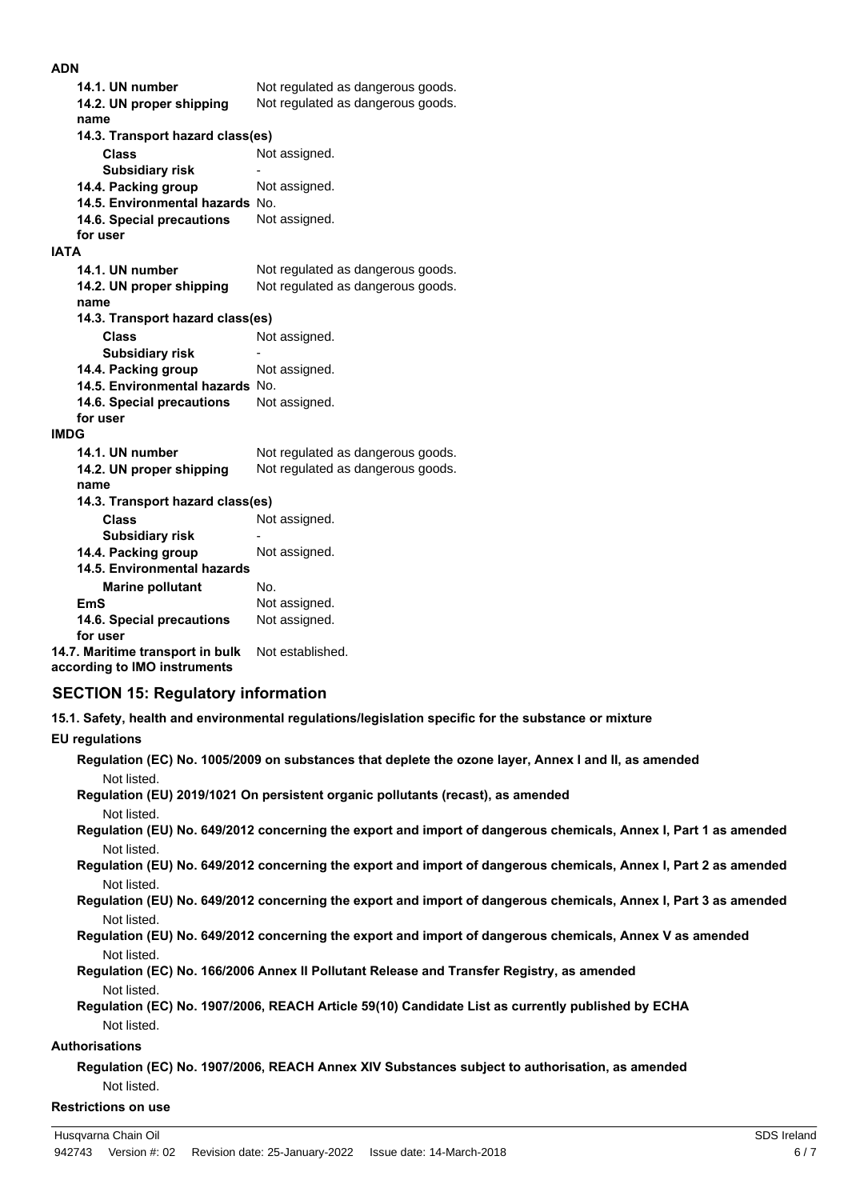**ADN**

| | |
|---|---|
| **14.1. UN number** | Not regulated as dangerous goods. |
| **14.2. UN proper shipping name** | Not regulated as dangerous goods. |
| **14.3. Transport hazard class(es)** | |
| **Class** | Not assigned. |
| **Subsidiary risk** | - |
| **14.4. Packing group** | Not assigned. |
| **14.5. Environmental hazards** | No. |
| **14.6. Special precautions for user** | Not assigned. |

**IATA**

| | |
|---|---|
| **14.1. UN number** | Not regulated as dangerous goods. |
| **14.2. UN proper shipping name** | Not regulated as dangerous goods. |
| **14.3. Transport hazard class(es)** | |
| **Class** | Not assigned. |
| **Subsidiary risk** | - |
| **14.4. Packing group** | Not assigned. |
| **14.5. Environmental hazards** | No. |
| **14.6. Special precautions for user** | Not assigned. |

**IMDG**

| | |
|---|---|
| **14.1. UN number** | Not regulated as dangerous goods. |
| **14.2. UN proper shipping name** | Not regulated as dangerous goods. |
| **14.3. Transport hazard class(es)** | |
| **Class** | Not assigned. |
| **Subsidiary risk** | - |
| **14.4. Packing group** | Not assigned. |
| **14.5. Environmental hazards** | |
| **Marine pollutant** | No. |
| **EmS** | Not assigned. |
| **14.6. Special precautions for user** | Not assigned. |
| **14.7. Maritime transport in bulk according to IMO instruments** | Not established. |

## SECTION 15: Regulatory information

**15.1. Safety, health and environmental regulations/legislation specific for the substance or mixture**

**EU regulations**

**Regulation (EC) No. 1005/2009 on substances that deplete the ozone layer, Annex I and II, as amended**

Not listed.

**Regulation (EU) 2019/1021 On persistent organic pollutants (recast), as amended**

Not listed.

**Regulation (EU) No. 649/2012 concerning the export and import of dangerous chemicals, Annex I, Part 1 as amended**

Not listed.

**Regulation (EU) No. 649/2012 concerning the export and import of dangerous chemicals, Annex I, Part 2 as amended**

Not listed.

**Regulation (EU) No. 649/2012 concerning the export and import of dangerous chemicals, Annex I, Part 3 as amended**

Not listed.

**Regulation (EU) No. 649/2012 concerning the export and import of dangerous chemicals, Annex V as amended**

Not listed.

**Regulation (EC) No. 166/2006 Annex II Pollutant Release and Transfer Registry, as amended**

Not listed.

**Regulation (EC) No. 1907/2006, REACH Article 59(10) Candidate List as currently published by ECHA**

Not listed.

**Authorisations**

**Regulation (EC) No. 1907/2006, REACH Annex XIV Substances subject to authorisation, as amended**

Not listed.

**Restrictions on use**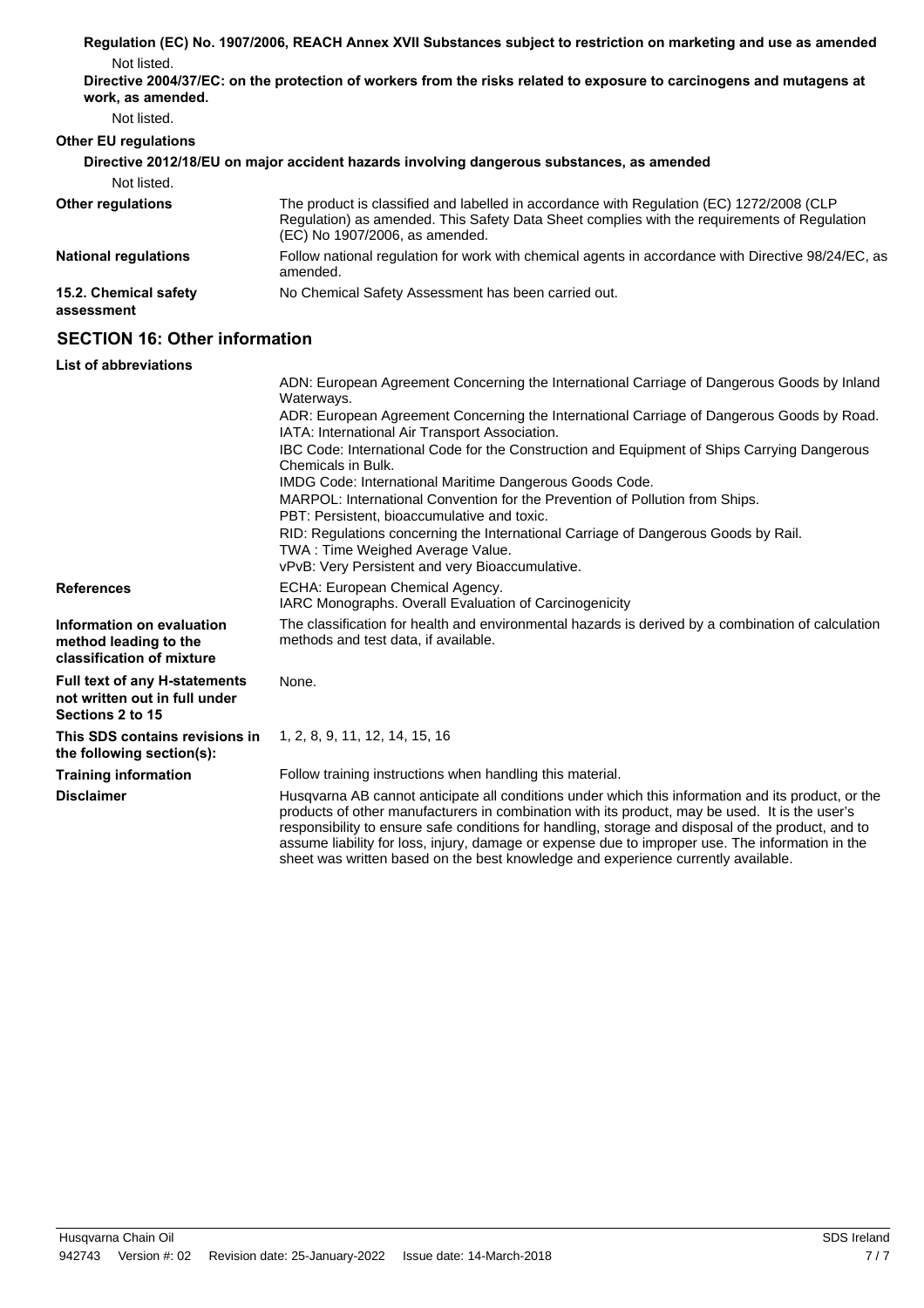**Regulation (EC) No. 1907/2006, REACH Annex XVII Substances subject to restriction on marketing and use as amended**

Not listed.

**Directive 2004/37/EC: on the protection of workers from the risks related to exposure to carcinogens and mutagens at work, as amended.**

Not listed.

**Other EU regulations**

**Directive 2012/18/EU on major accident hazards involving dangerous substances, as amended**

Not listed.

| | |
|---|---|
| **Other regulations** | The product is classified and labelled in accordance with Regulation (EC) 1272/2008 (CLP Regulation) as amended. This Safety Data Sheet complies with the requirements of Regulation (EC) No 1907/2006, as amended. |
| **National regulations** | Follow national regulation for work with chemical agents in accordance with Directive 98/24/EC, as amended. |
| **15.2. Chemical safety assessment** | No Chemical Safety Assessment has been carried out. |

## SECTION 16: Other information

| | |
|---|---|
| **List of abbreviations** | ADN: European Agreement Concerning the International Carriage of Dangerous Goods by Inland Waterways.<br>ADR: European Agreement Concerning the International Carriage of Dangerous Goods by Road.<br>IATA: International Air Transport Association.<br>IBC Code: International Code for the Construction and Equipment of Ships Carrying Dangerous Chemicals in Bulk.<br>IMDG Code: International Maritime Dangerous Goods Code.<br>MARPOL: International Convention for the Prevention of Pollution from Ships.<br>PBT: Persistent, bioaccumulative and toxic.<br>RID: Regulations concerning the International Carriage of Dangerous Goods by Rail.<br>TWA : Time Weighed Average Value.<br>vPvB: Very Persistent and very Bioaccumulative. |
| **References** | ECHA: European Chemical Agency.<br>IARC Monographs. Overall Evaluation of Carcinogenicity |
| **Information on evaluation method leading to the classification of mixture** | The classification for health and environmental hazards is derived by a combination of calculation methods and test data, if available. |
| **Full text of any H-statements not written out in full under Sections 2 to 15** | None. |
| **This SDS contains revisions in the following section(s):** | 1, 2, 8, 9, 11, 12, 14, 15, 16 |
| **Training information** | Follow training instructions when handling this material. |
| **Disclaimer** | Husqvarna AB cannot anticipate all conditions under which this information and its product, or the products of other manufacturers in combination with its product, may be used. It is the user's responsibility to ensure safe conditions for handling, storage and disposal of the product, and to assume liability for loss, injury, damage or expense due to improper use. The information in the sheet was written based on the best knowledge and experience currently available. |